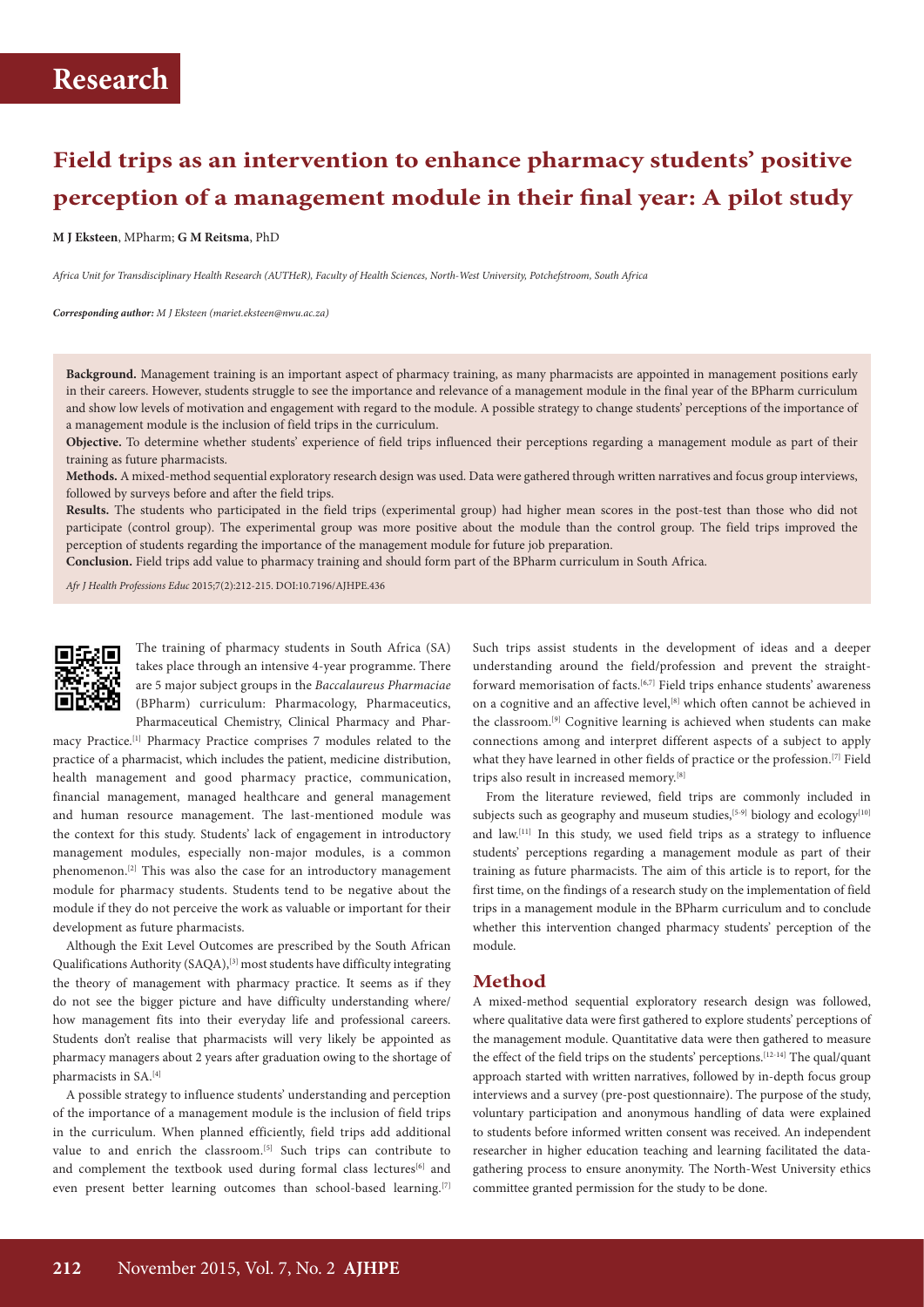# Research

# Field trips as an intervention to enhance pharmacy students' positive perception of a management module in their final year: A pilot study

**M J Eksteen**, MPharm; **G M Reitsma**, PhD

*Africa Unit for Transdisciplinary Health Research (AUTHeR), Faculty of Health Sciences, North-West University, Potchefstroom, South Africa*

***Corresponding author:** M J Eksteen (mariet.eksteen@nwu.ac.za)*

**Background.** Management training is an important aspect of pharmacy training, as many pharmacists are appointed in management positions early in their careers. However, students struggle to see the importance and relevance of a management module in the final year of the BPharm curriculum and show low levels of motivation and engagement with regard to the module. A possible strategy to change students' perceptions of the importance of a management module is the inclusion of field trips in the curriculum.

**Objective.** To determine whether students' experience of field trips influenced their perceptions regarding a management module as part of their training as future pharmacists.

**Methods.** A mixed-method sequential exploratory research design was used. Data were gathered through written narratives and focus group interviews, followed by surveys before and after the field trips.

**Results.** The students who participated in the field trips (experimental group) had higher mean scores in the post-test than those who did not participate (control group). The experimental group was more positive about the module than the control group. The field trips improved the perception of students regarding the importance of the management module for future job preparation.

**Conclusion.** Field trips add value to pharmacy training and should form part of the BPharm curriculum in South Africa.

*Afr J Health Professions Educ* 2015;7(2):212-215. DOI:10.7196/AJHPE.436

The training of pharmacy students in South Africa (SA) takes place through an intensive 4-year programme. There are 5 major subject groups in the *Baccalaureus Pharmaciae* (BPharm) curriculum: Pharmacology, Pharmaceutics, Pharmaceutical Chemistry, Clinical Pharmacy and Pharmacy Practice.[1] Pharmacy Practice comprises 7 modules related to the practice of a pharmacist, which includes the patient, medicine distribution, health management and good pharmacy practice, communication, financial management, managed healthcare and general management and human resource management. The last-mentioned module was the context for this study. Students' lack of engagement in introductory management modules, especially non-major modules, is a common phenomenon.[2] This was also the case for an introductory management module for pharmacy students. Students tend to be negative about the module if they do not perceive the work as valuable or important for their development as future pharmacists.

Although the Exit Level Outcomes are prescribed by the South African Qualifications Authority (SAQA),[3] most students have difficulty integrating the theory of management with pharmacy practice. It seems as if they do not see the bigger picture and have difficulty understanding where/how management fits into their everyday life and professional careers. Students don't realise that pharmacists will very likely be appointed as pharmacy managers about 2 years after graduation owing to the shortage of pharmacists in SA.[4]

A possible strategy to influence students' understanding and perception of the importance of a management module is the inclusion of field trips in the curriculum. When planned efficiently, field trips add additional value to and enrich the classroom.[5] Such trips can contribute to and complement the textbook used during formal class lectures[6] and even present better learning outcomes than school-based learning.[7] Such trips assist students in the development of ideas and a deeper understanding around the field/profession and prevent the straightforward memorisation of facts.[6,7] Field trips enhance students' awareness on a cognitive and an affective level,[8] which often cannot be achieved in the classroom.[9] Cognitive learning is achieved when students can make connections among and interpret different aspects of a subject to apply what they have learned in other fields of practice or the profession.[7] Field trips also result in increased memory.[8]

From the literature reviewed, field trips are commonly included in subjects such as geography and museum studies,[5-9] biology and ecology[10] and law.[11] In this study, we used field trips as a strategy to influence students' perceptions regarding a management module as part of their training as future pharmacists. The aim of this article is to report, for the first time, on the findings of a research study on the implementation of field trips in a management module in the BPharm curriculum and to conclude whether this intervention changed pharmacy students' perception of the module.

## Method

A mixed-method sequential exploratory research design was followed, where qualitative data were first gathered to explore students' perceptions of the management module. Quantitative data were then gathered to measure the effect of the field trips on the students' perceptions.[12-14] The qual/quant approach started with written narratives, followed by in-depth focus group interviews and a survey (pre-post questionnaire). The purpose of the study, voluntary participation and anonymous handling of data were explained to students before informed written consent was received. An independent researcher in higher education teaching and learning facilitated the data-gathering process to ensure anonymity. The North-West University ethics committee granted permission for the study to be done.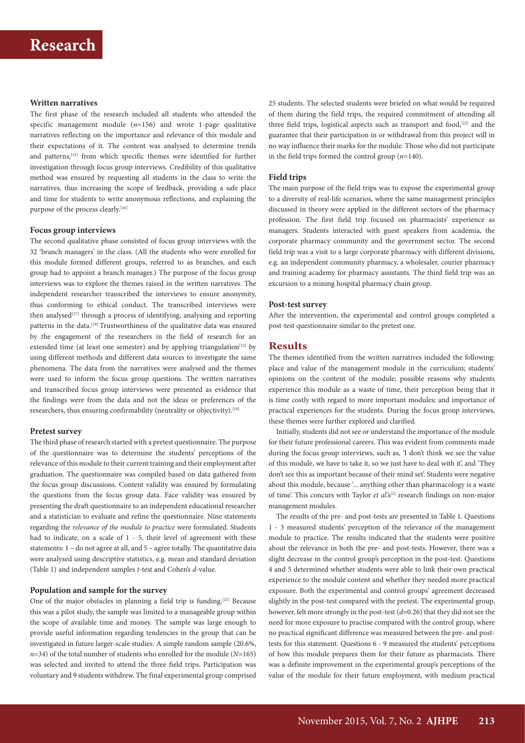### Written narratives

The first phase of the research included all students who attended the specific management module ($n$=156) and wrote 1-page qualitative narratives reflecting on the importance and relevance of this module and their expectations of it. The content was analysed to determine trends and patterns,[15] from which specific themes were identified for further investigation through focus group interviews. Credibility of this qualitative method was ensured by requesting all students in the class to write the narratives, thus increasing the scope of feedback, providing a safe place and time for students to write anonymous reflections, and explaining the purpose of the process clearly.[16]

### Focus group interviews

The second qualitative phase consisted of focus group interviews with the 32 'branch managers' in the class. (All the students who were enrolled for this module formed different groups, referred to as branches, and each group had to appoint a branch manager.) The purpose of the focus group interviews was to explore the themes raised in the written narratives. The independent researcher transcribed the interviews to ensure anonymity, thus conforming to ethical conduct. The transcribed interviews were then analysed[17] through a process of identifying, analysing and reporting patterns in the data.[18] Trustworthiness of the qualitative data was ensured by the engagement of the researchers in the field of research for an extended time (at least one semester) and by applying triangulation[12] by using different methods and different data sources to investigate the same phenomena. The data from the narratives were analysed and the themes were used to inform the focus group questions. The written narratives and transcribed focus group interviews were presented as evidence that the findings were from the data and not the ideas or preferences of the researchers, thus ensuring confirmability (neutrality or objectivity).[19]

### Pretest survey

The third phase of research started with a pretest questionnaire. The purpose of the questionnaire was to determine the students' perceptions of the relevance of this module to their current training and their employment after graduation. The questionnaire was compiled based on data gathered from the focus group discussions. Content validity was ensured by formulating the questions from the focus group data. Face validity was ensured by presenting the draft questionnaire to an independent educational researcher and a statistician to evaluate and refine the questionnaire. Nine statements regarding the *relevance of the module to practice* were formulated. Students had to indicate, on a scale of 1 - 5, their level of agreement with these statements: 1 – do not agree at all, and 5 – agree totally. The quantitative data were analysed using descriptive statistics, e.g. mean and standard deviation (Table 1) and independent samples $t$-test and Cohen's $d$-value.

### Population and sample for the survey

One of the major obstacles in planning a field trip is funding.[21] Because this was a pilot study, the sample was limited to a manageable group within the scope of available time and money. The sample was large enough to provide useful information regarding tendencies in the group that can be investigated in future larger-scale studies. A simple random sample (20.6%, $n$=34) of the total number of students who enrolled for the module ($N$=165) was selected and invited to attend the three field trips. Participation was voluntary and 9 students withdrew. The final experimental group comprised 25 students. The selected students were briefed on what would be required of them during the field trips, the required commitment of attending all three field trips, logistical aspects such as transport and food,[22] and the guarantee that their participation in or withdrawal from this project will in no way influence their marks for the module. Those who did not participate in the field trips formed the control group ($n$=140).

### Field trips

The main purpose of the field trips was to expose the experimental group to a diversity of real-life scenarios, where the same management principles discussed in theory were applied in the different sectors of the pharmacy profession. The first field trip focused on pharmacists' experience as managers. Students interacted with guest speakers from academia, the corporate pharmacy community and the government sector. The second field trip was a visit to a large corporate pharmacy with different divisions, e.g. an independent community pharmacy, a wholesaler, courier pharmacy and training academy for pharmacy assistants. The third field trip was an excursion to a mining hospital pharmacy chain group.

### Post-test survey

After the intervention, the experimental and control groups completed a post-test questionnaire similar to the pretest one.

## Results

The themes identified from the written narratives included the following: place and value of the management module in the curriculum; students' opinions on the content of the module; possible reasons why students experience this module as a waste of time, their perception being that it is time costly with regard to more important modules; and importance of practical experiences for the students. During the focus group interviews, these themes were further explored and clarified.

Initially, students did not see or understand the importance of the module for their future professional careers. This was evident from comments made during the focus group interviews, such as, 'I don't think we see the value of this module, we have to take it, so we just have to deal with it', and 'They don't see this as important because of their mind set'. Students were negative about this module, because '... anything other than pharmacology is a waste of time'. This concurs with Taylor *et al.*'s[2] research findings on non-major management modules.

The results of the pre- and post-tests are presented in Table 1. Questions 1 - 3 measured students' perception of the relevance of the management module to practice. The results indicated that the students were positive about the relevance in both the pre- and post-tests. However, there was a slight decrease in the control group's perception in the post-test. Questions 4 and 5 determined whether students were able to link their own practical experience to the module content and whether they needed more practical exposure. Both the experimental and control groups' agreement decreased slightly in the post-test compared with the pretest. The experimental group, however, felt more strongly in the post-test ($d$=0.26) that they did not see the need for more exposure to practise compared with the control group, where no practical significant difference was measured between the pre- and post-tests for this statement. Questions 6 - 9 measured the students' perceptions of how this module prepares them for their future as pharmacists. There was a definite improvement in the experimental group's perceptions of the value of the module for their future employment, with medium practical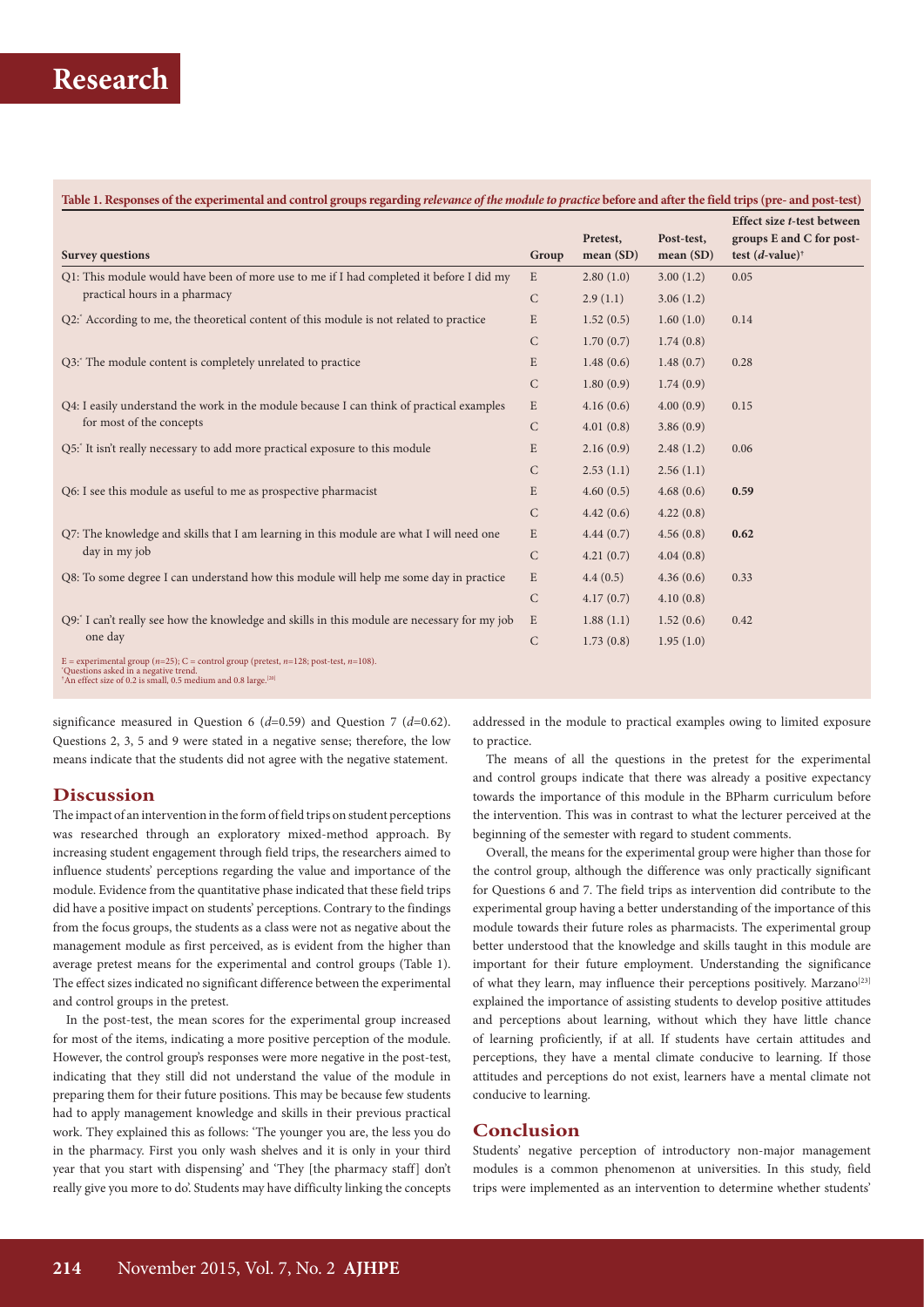**Table 1. Responses of the experimental and control groups regarding *relevance of the module to practice* before and after the field trips (pre- and post-test)**

| Survey questions | Group | Pretest, mean (SD) | Post-test, mean (SD) | Effect size *t*-test between groups E and C for post-test (*d*-value)[†] |
|---|---|---|---|---|
| Q1: This module would have been of more use to me if I had completed it before I did my practical hours in a pharmacy | E | 2.80 (1.0) | 3.00 (1.2) | 0.05 |
| | C | 2.9 (1.1) | 3.06 (1.2) | |
| Q2:* According to me, the theoretical content of this module is not related to practice | E | 1.52 (0.5) | 1.60 (1.0) | 0.14 |
| | C | 1.70 (0.7) | 1.74 (0.8) | |
| Q3:* The module content is completely unrelated to practice | E | 1.48 (0.6) | 1.48 (0.7) | 0.28 |
| | C | 1.80 (0.9) | 1.74 (0.9) | |
| Q4: I easily understand the work in the module because I can think of practical examples for most of the concepts | E | 4.16 (0.6) | 4.00 (0.9) | 0.15 |
| | C | 4.01 (0.8) | 3.86 (0.9) | |
| Q5:* It isn't really necessary to add more practical exposure to this module | E | 2.16 (0.9) | 2.48 (1.2) | 0.06 |
| | C | 2.53 (1.1) | 2.56 (1.1) | |
| Q6: I see this module as useful to me as prospective pharmacist | E | 4.60 (0.5) | 4.68 (0.6) | **0.59** |
| | C | 4.42 (0.6) | 4.22 (0.8) | |
| Q7: The knowledge and skills that I am learning in this module are what I will need one day in my job | E | 4.44 (0.7) | 4.56 (0.8) | **0.62** |
| | C | 4.21 (0.7) | 4.04 (0.8) | |
| Q8: To some degree I can understand how this module will help me some day in practice | E | 4.4 (0.5) | 4.36 (0.6) | 0.33 |
| | C | 4.17 (0.7) | 4.10 (0.8) | |
| Q9:* I can't really see how the knowledge and skills in this module are necessary for my job one day | E | 1.88 (1.1) | 1.52 (0.6) | 0.42 |
| | C | 1.73 (0.8) | 1.95 (1.0) | |

E = experimental group (*n*=25); C = control group (pretest, *n*=128; post-test, *n*=108).
*Questions asked in a negative trend.
†An effect size of 0.2 is small, 0.5 medium and 0.8 large.[20]

significance measured in Question 6 (*d*=0.59) and Question 7 (*d*=0.62). Questions 2, 3, 5 and 9 were stated in a negative sense; therefore, the low means indicate that the students did not agree with the negative statement.

## Discussion

The impact of an intervention in the form of field trips on student perceptions was researched through an exploratory mixed-method approach. By increasing student engagement through field trips, the researchers aimed to influence students' perceptions regarding the value and importance of the module. Evidence from the quantitative phase indicated that these field trips did have a positive impact on students' perceptions. Contrary to the findings from the focus groups, the students as a class were not as negative about the management module as first perceived, as is evident from the higher than average pretest means for the experimental and control groups (Table 1). The effect sizes indicated no significant difference between the experimental and control groups in the pretest.

In the post-test, the mean scores for the experimental group increased for most of the items, indicating a more positive perception of the module. However, the control group's responses were more negative in the post-test, indicating that they still did not understand the value of the module in preparing them for their future positions. This may be because few students had to apply management knowledge and skills in their previous practical work. They explained this as follows: 'The younger you are, the less you do in the pharmacy. First you only wash shelves and it is only in your third year that you start with dispensing' and 'They [the pharmacy staff] don't really give you more to do'. Students may have difficulty linking the concepts addressed in the module to practical examples owing to limited exposure to practice.

The means of all the questions in the pretest for the experimental and control groups indicate that there was already a positive expectancy towards the importance of this module in the BPharm curriculum before the intervention. This was in contrast to what the lecturer perceived at the beginning of the semester with regard to student comments.

Overall, the means for the experimental group were higher than those for the control group, although the difference was only practically significant for Questions 6 and 7. The field trips as intervention did contribute to the experimental group having a better understanding of the importance of this module towards their future roles as pharmacists. The experimental group better understood that the knowledge and skills taught in this module are important for their future employment. Understanding the significance of what they learn, may influence their perceptions positively. Marzano[23] explained the importance of assisting students to develop positive attitudes and perceptions about learning, without which they have little chance of learning proficiently, if at all. If students have certain attitudes and perceptions, they have a mental climate conducive to learning. If those attitudes and perceptions do not exist, learners have a mental climate not conducive to learning.

## Conclusion

Students' negative perception of introductory non-major management modules is a common phenomenon at universities. In this study, field trips were implemented as an intervention to determine whether students'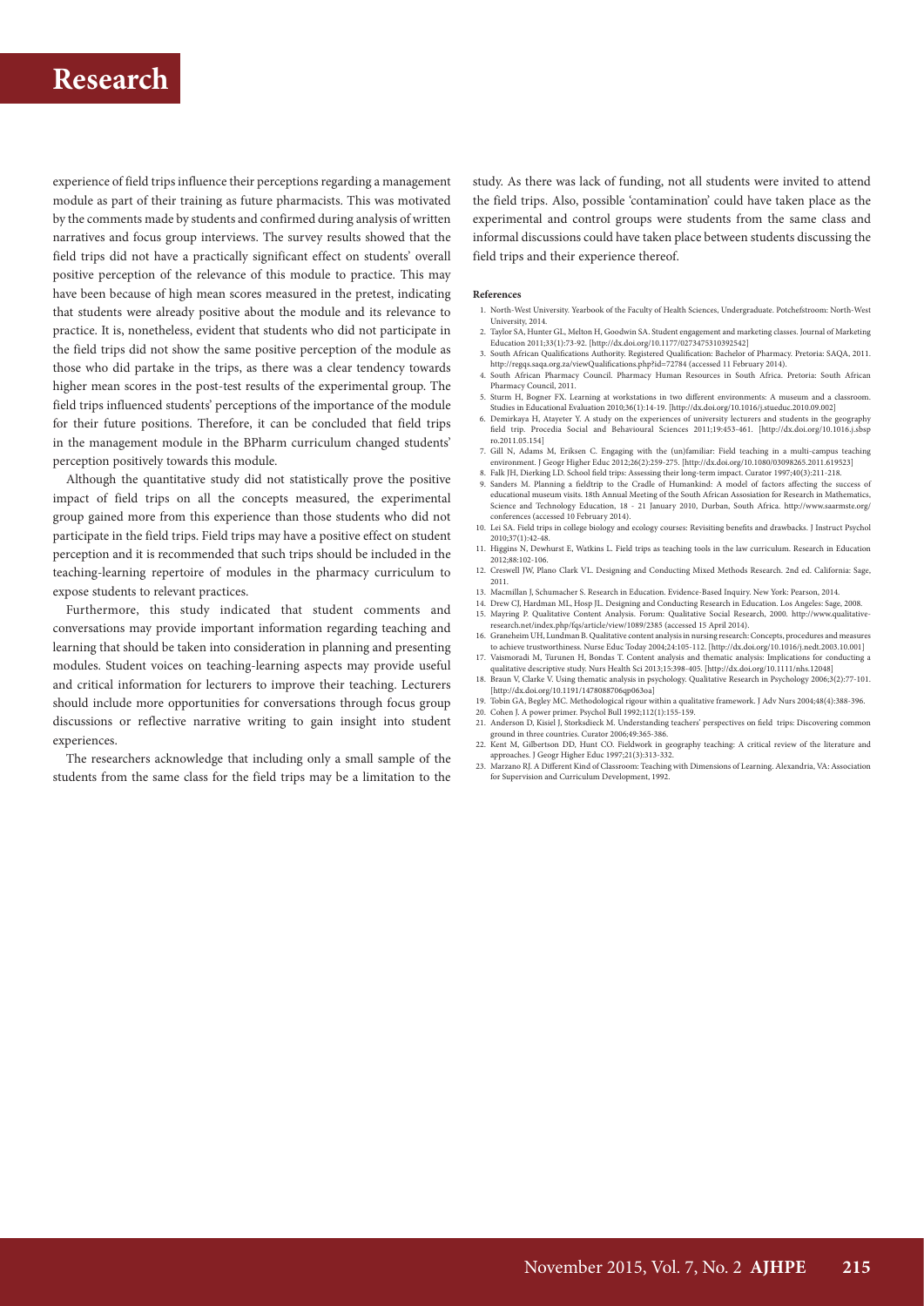experience of field trips influence their perceptions regarding a management module as part of their training as future pharmacists. This was motivated by the comments made by students and confirmed during analysis of written narratives and focus group interviews. The survey results showed that the field trips did not have a practically significant effect on students' overall positive perception of the relevance of this module to practice. This may have been because of high mean scores measured in the pretest, indicating that students were already positive about the module and its relevance to practice. It is, nonetheless, evident that students who did not participate in the field trips did not show the same positive perception of the module as those who did partake in the trips, as there was a clear tendency towards higher mean scores in the post-test results of the experimental group. The field trips influenced students' perceptions of the importance of the module for their future positions. Therefore, it can be concluded that field trips in the management module in the BPharm curriculum changed students' perception positively towards this module.

Although the quantitative study did not statistically prove the positive impact of field trips on all the concepts measured, the experimental group gained more from this experience than those students who did not participate in the field trips. Field trips may have a positive effect on student perception and it is recommended that such trips should be included in the teaching-learning repertoire of modules in the pharmacy curriculum to expose students to relevant practices.

Furthermore, this study indicated that student comments and conversations may provide important information regarding teaching and learning that should be taken into consideration in planning and presenting modules. Student voices on teaching-learning aspects may provide useful and critical information for lecturers to improve their teaching. Lecturers should include more opportunities for conversations through focus group discussions or reflective narrative writing to gain insight into student experiences.

The researchers acknowledge that including only a small sample of the students from the same class for the field trips may be a limitation to the study. As there was lack of funding, not all students were invited to attend the field trips. Also, possible 'contamination' could have taken place as the experimental and control groups were students from the same class and informal discussions could have taken place between students discussing the field trips and their experience thereof.

**References**

1. North-West University. Yearbook of the Faculty of Health Sciences, Undergraduate. Potchefstroom: North-West University, 2014.
2. Taylor SA, Hunter GL, Melton H, Goodwin SA. Student engagement and marketing classes. Journal of Marketing Education 2011;33(1):73-92. [http://dx.doi.org/10.1177/0273475310392542]
3. South African Qualifications Authority. Registered Qualification: Bachelor of Pharmacy. Pretoria: SAQA, 2011. http://regqs.saqa.org.za/viewQualifications.php?id=72784 (accessed 11 February 2014).
4. South African Pharmacy Council. Pharmacy Human Resources in South Africa. Pretoria: South African Pharmacy Council, 2011.
5. Sturm H, Bogner FX. Learning at workstations in two different environments: A museum and a classroom. Studies in Educational Evaluation 2010;36(1):14-19. [http://dx.doi.org/10.1016/j.stueduc.2010.09.002]
6. Demirkaya H, Atayeter Y. A study on the experiences of university lecturers and students in the geography field trip. Procedia Social and Behavioural Sciences 2011;19:453-461. [http://dx.doi.org/10.1016.j.sbspro.2011.05.154]
7. Gill N, Adams M, Eriksen C. Engaging with the (un)familiar: Field teaching in a multi-campus teaching environment. J Geogr Higher Educ 2012;26(2):259-275. [http://dx.doi.org/10.1080/03098265.2011.619523]
8. Falk JH, Dierking LD. School field trips: Assessing their long-term impact. Curator 1997;40(3):211-218.
9. Sanders M. Planning a fieldtrip to the Cradle of Humankind: A model of factors affecting the success of educational museum visits. 18th Annual Meeting of the South African Assosiation for Research in Mathematics, Science and Technology Education, 18 - 21 January 2010, Durban, South Africa. http://www.saarmste.org/conferences (accessed 10 February 2014).
10. Lei SA. Field trips in college biology and ecology courses: Revisiting benefits and drawbacks. J Instruct Psychol 2010;37(1):42-48.
11. Higgins N, Dewhurst E, Watkins L. Field trips as teaching tools in the law curriculum. Research in Education 2012;88:102-106.
12. Creswell JW, Plano Clark VL. Designing and Conducting Mixed Methods Research. 2nd ed. California: Sage, 2011.
13. Macmillan J, Schumacher S. Research in Education. Evidence-Based Inquiry. New York: Pearson, 2014.
14. Drew CJ, Hardman ML, Hosp JL. Designing and Conducting Research in Education. Los Angeles: Sage, 2008.
15. Mayring P. Qualitative Content Analysis. Forum: Qualitative Social Research, 2000. http://www.qualitative-research.net/index.php/fqs/article/view/1089/2385 (accessed 15 April 2014).
16. Graneheim UH, Lundman B. Qualitative content analysis in nursing research: Concepts, procedures and measures to achieve trustworthiness. Nurse Educ Today 2004;24:105-112. [http://dx.doi.org/10.1016/j.nedt.2003.10.001]
17. Vaismoradi M, Turunen H, Bondas T. Content analysis and thematic analysis: Implications for conducting a qualitative descriptive study. Nurs Health Sci 2013;15:398-405. [http://dx.doi.org/10.1111/nhs.12048]
18. Braun V, Clarke V. Using thematic analysis in psychology. Qualitative Research in Psychology 2006;3(2):77-101. [http://dx.doi.org/10.1191/1478088706qp063oa]
19. Tobin GA, Begley MC. Methodological rigour within a qualitative framework. J Adv Nurs 2004;48(4):388-396.
20. Cohen J. A power primer. Psychol Bull 1992;112(1):155-159.
21. Anderson D, Kisiel J, Storksdieck M. Understanding teachers' perspectives on field trips: Discovering common ground in three countries. Curator 2006;49:365-386.
22. Kent M, Gilbertson DD, Hunt CO. Fieldwork in geography teaching: A critical review of the literature and approaches. J Geogr Higher Educ 1997;21(3):313-332.
23. Marzano RJ. A Different Kind of Classroom: Teaching with Dimensions of Learning. Alexandria, VA: Association for Supervision and Curriculum Development, 1992.